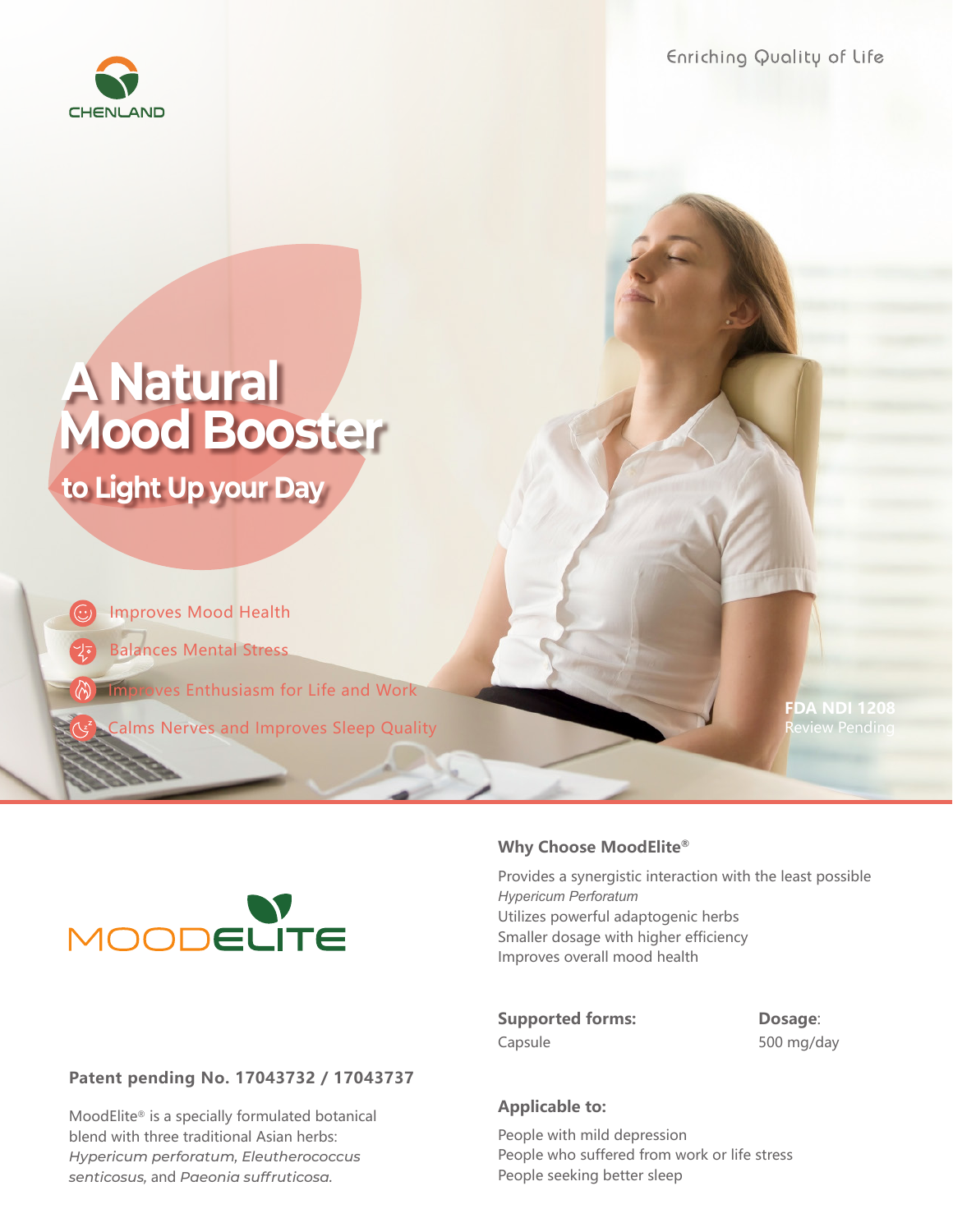CHENLAND

Enriching Quality of Life

# A Natural Mood Booster

## to Light Up your Day

- Improves Mood Health
- Balances Mental Stress
- Improves Enthusiasm for Life and Work
- Calms Nerves and Improves Sleep Quality

**FDA NDI 1208**
Review Pending

MOODELITE

### Patent pending No. 17043732 / 17043737

MoodElite® is a specially formulated botanical blend with three traditional Asian herbs: *Hypericum perforatum*, *Eleutherococcus senticosus*, and *Paeonia suffruticosa*.

### Why Choose MoodElite®

Provides a synergistic interaction with the least possible *Hypericum Perforatum*
Utilizes powerful adaptogenic herbs
Smaller dosage with higher efficiency
Improves overall mood health

**Supported forms:**
Capsule

**Dosage**:
500 mg/day

### Applicable to:

People with mild depression
People who suffered from work or life stress
People seeking better sleep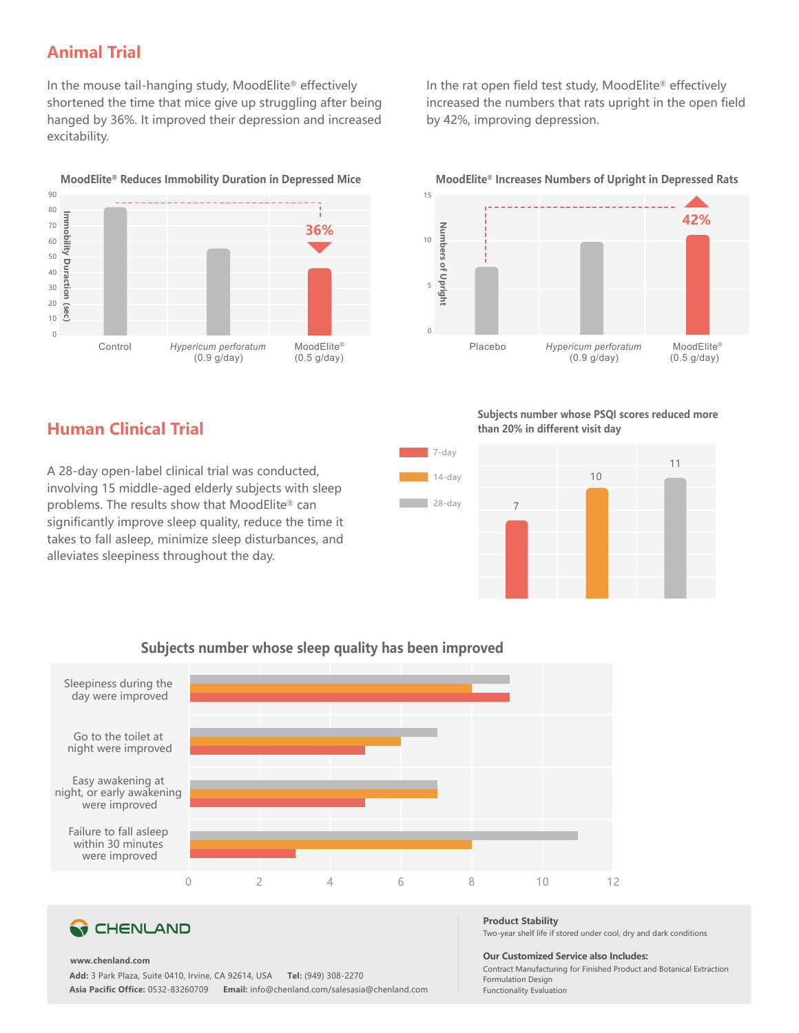## Animal Trial

In the mouse tail-hanging study, MoodElite® effectively shortened the time that mice give up struggling after being hanged by 36%. It improved their depression and increased excitability.

In the rat open field test study, MoodElite® effectively increased the numbers that rats upright in the open field by 42%, improving depression.

**MoodElite® Reduces Immobility Duration in Depressed Mice**

Immobility Duraction (sec)

0, 10, 20, 30, 40, 50, 60, 70, 80, 90

36%

Control

*Hypericum perforatum* (0.9 g/day)

MoodElite® (0.5 g/day)

**MoodElite® Increases Numbers of Upright in Depressed Rats**

Numbers of Upright

0, 5, 10, 15

42%

Placebo

*Hypericum perforatum* (0.9 g/day)

MoodElite® (0.5 g/day)

## Human Clinical Trial

A 28-day open-label clinical trial was conducted, involving 15 middle-aged elderly subjects with sleep problems. The results show that MoodElite® can significantly improve sleep quality, reduce the time it takes to fall asleep, minimize sleep disturbances, and alleviates sleepiness throughout the day.

**Subjects number whose PSQI scores reduced more than 20% in different visit day**

7-day

14-day

28-day

7

10

11

**Subjects number whose sleep quality has been improved**

Sleepiness during the day were improved

Go to the toilet at night were improved

Easy awakening at night, or early awakening were improved

Failure to fall asleep within 30 minutes were improved

0, 2, 4, 6, 8, 10, 12

CHENLAND

www.chenland.com

**Add:** 3 Park Plaza, Suite 0410, Irvine, CA 92614, USA **Tel:** (949) 308-2270

**Asia Pacific Office:** 0532-83260709 **Email:** info@chenland.com/salesasia@chenland.com

**Product Stability**

Two-year shelf life if stored under cool, dry and dark conditions

**Our Customized Service also Includes:**

Contract Manufacturing for Finished Product and Botanical Extraction

Formulation Design

Functionality Evaluation